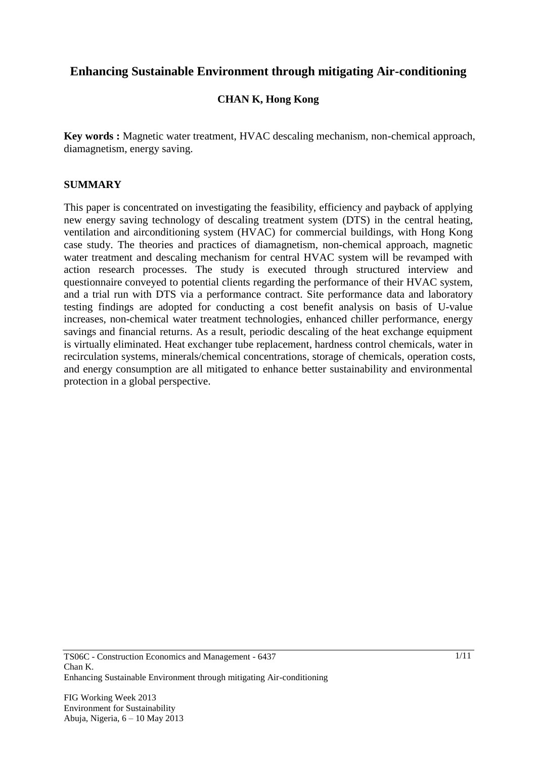# Enhancing Sustainable Environment through mitigating Air-conditioning

**CHAN K, Hong Kong**

**Key words :** Magnetic water treatment, HVAC descaling mechanism, non-chemical approach, diamagnetism, energy saving.

## SUMMARY

This paper is concentrated on investigating the feasibility, efficiency and payback of applying new energy saving technology of descaling treatment system (DTS) in the central heating, ventilation and airconditioning system (HVAC) for commercial buildings, with Hong Kong case study. The theories and practices of diamagnetism, non-chemical approach, magnetic water treatment and descaling mechanism for central HVAC system will be revamped with action research processes. The study is executed through structured interview and questionnaire conveyed to potential clients regarding the performance of their HVAC system, and a trial run with DTS via a performance contract. Site performance data and laboratory testing findings are adopted for conducting a cost benefit analysis on basis of U-value increases, non-chemical water treatment technologies, enhanced chiller performance, energy savings and financial returns. As a result, periodic descaling of the heat exchange equipment is virtually eliminated. Heat exchanger tube replacement, hardness control chemicals, water in recirculation systems, minerals/chemical concentrations, storage of chemicals, operation costs, and energy consumption are all mitigated to enhance better sustainability and environmental protection in a global perspective.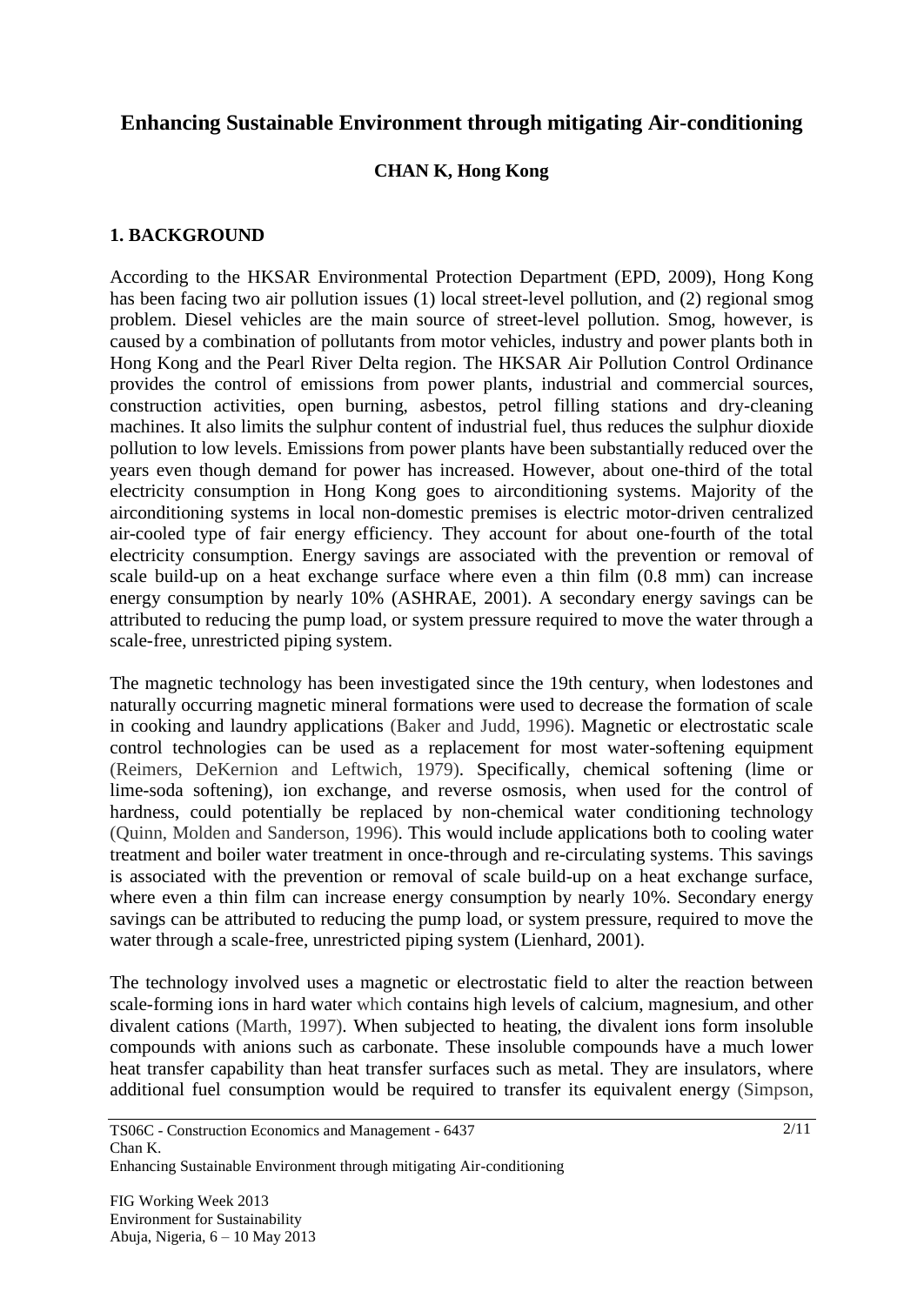# Enhancing Sustainable Environment through mitigating Air-conditioning

**CHAN K, Hong Kong**

## 1. BACKGROUND

According to the HKSAR Environmental Protection Department (EPD, 2009), Hong Kong has been facing two air pollution issues (1) local street-level pollution, and (2) regional smog problem. Diesel vehicles are the main source of street-level pollution. Smog, however, is caused by a combination of pollutants from motor vehicles, industry and power plants both in Hong Kong and the Pearl River Delta region. The HKSAR Air Pollution Control Ordinance provides the control of emissions from power plants, industrial and commercial sources, construction activities, open burning, asbestos, petrol filling stations and dry-cleaning machines. It also limits the sulphur content of industrial fuel, thus reduces the sulphur dioxide pollution to low levels. Emissions from power plants have been substantially reduced over the years even though demand for power has increased. However, about one-third of the total electricity consumption in Hong Kong goes to airconditioning systems. Majority of the airconditioning systems in local non-domestic premises is electric motor-driven centralized air-cooled type of fair energy efficiency. They account for about one-fourth of the total electricity consumption. Energy savings are associated with the prevention or removal of scale build-up on a heat exchange surface where even a thin film (0.8 mm) can increase energy consumption by nearly 10% (ASHRAE, 2001). A secondary energy savings can be attributed to reducing the pump load, or system pressure required to move the water through a scale-free, unrestricted piping system.

The magnetic technology has been investigated since the 19th century, when lodestones and naturally occurring magnetic mineral formations were used to decrease the formation of scale in cooking and laundry applications (Baker and Judd, 1996). Magnetic or electrostatic scale control technologies can be used as a replacement for most water-softening equipment (Reimers, DeKernion and Leftwich, 1979). Specifically, chemical softening (lime or lime-soda softening), ion exchange, and reverse osmosis, when used for the control of hardness, could potentially be replaced by non-chemical water conditioning technology (Quinn, Molden and Sanderson, 1996). This would include applications both to cooling water treatment and boiler water treatment in once-through and re-circulating systems. This savings is associated with the prevention or removal of scale build-up on a heat exchange surface, where even a thin film can increase energy consumption by nearly 10%. Secondary energy savings can be attributed to reducing the pump load, or system pressure, required to move the water through a scale-free, unrestricted piping system (Lienhard, 2001).

The technology involved uses a magnetic or electrostatic field to alter the reaction between scale-forming ions in hard water which contains high levels of calcium, magnesium, and other divalent cations (Marth, 1997). When subjected to heating, the divalent ions form insoluble compounds with anions such as carbonate. These insoluble compounds have a much lower heat transfer capability than heat transfer surfaces such as metal. They are insulators, where additional fuel consumption would be required to transfer its equivalent energy (Simpson,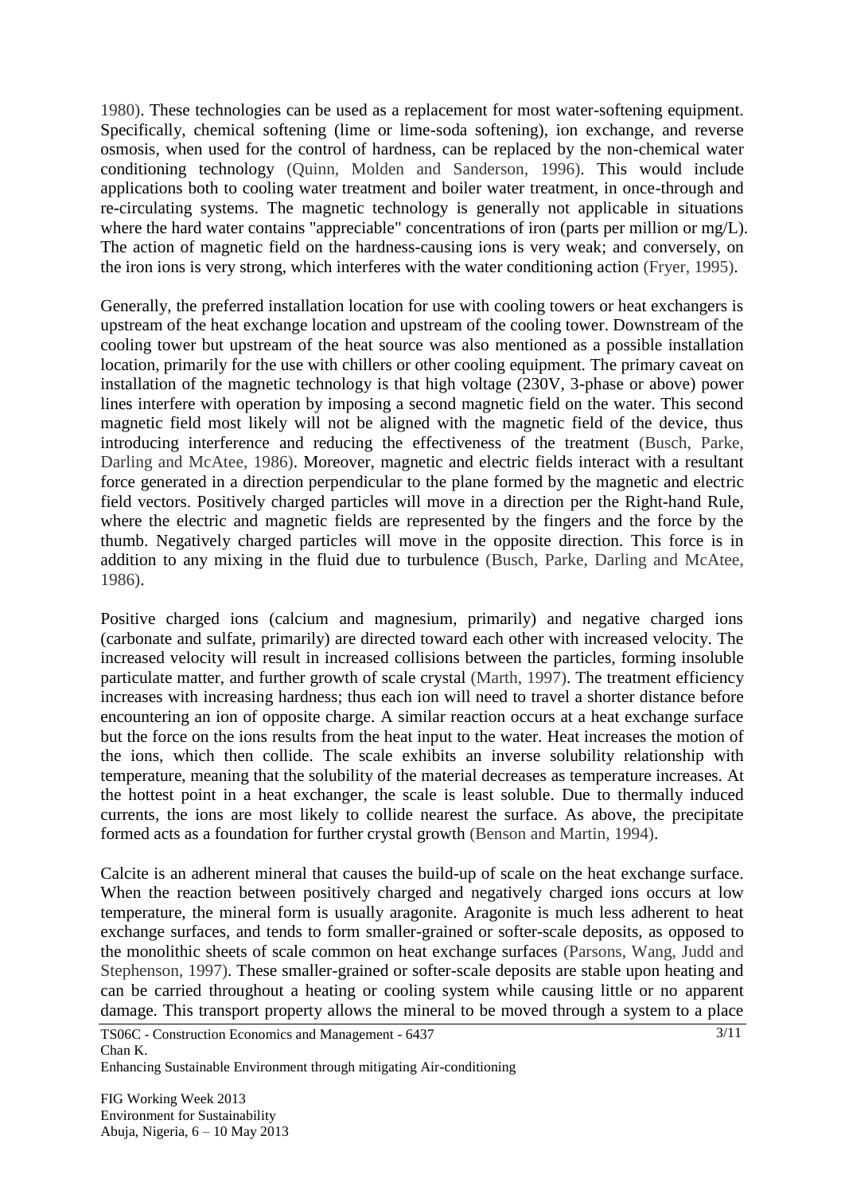1980). These technologies can be used as a replacement for most water-softening equipment. Specifically, chemical softening (lime or lime-soda softening), ion exchange, and reverse osmosis, when used for the control of hardness, can be replaced by the non-chemical water conditioning technology (Quinn, Molden and Sanderson, 1996). This would include applications both to cooling water treatment and boiler water treatment, in once-through and re-circulating systems. The magnetic technology is generally not applicable in situations where the hard water contains "appreciable" concentrations of iron (parts per million or mg/L). The action of magnetic field on the hardness-causing ions is very weak; and conversely, on the iron ions is very strong, which interferes with the water conditioning action (Fryer, 1995).

Generally, the preferred installation location for use with cooling towers or heat exchangers is upstream of the heat exchange location and upstream of the cooling tower. Downstream of the cooling tower but upstream of the heat source was also mentioned as a possible installation location, primarily for the use with chillers or other cooling equipment. The primary caveat on installation of the magnetic technology is that high voltage (230V, 3-phase or above) power lines interfere with operation by imposing a second magnetic field on the water. This second magnetic field most likely will not be aligned with the magnetic field of the device, thus introducing interference and reducing the effectiveness of the treatment (Busch, Parke, Darling and McAtee, 1986). Moreover, magnetic and electric fields interact with a resultant force generated in a direction perpendicular to the plane formed by the magnetic and electric field vectors. Positively charged particles will move in a direction per the Right-hand Rule, where the electric and magnetic fields are represented by the fingers and the force by the thumb. Negatively charged particles will move in the opposite direction. This force is in addition to any mixing in the fluid due to turbulence (Busch, Parke, Darling and McAtee, 1986).

Positive charged ions (calcium and magnesium, primarily) and negative charged ions (carbonate and sulfate, primarily) are directed toward each other with increased velocity. The increased velocity will result in increased collisions between the particles, forming insoluble particulate matter, and further growth of scale crystal (Marth, 1997). The treatment efficiency increases with increasing hardness; thus each ion will need to travel a shorter distance before encountering an ion of opposite charge. A similar reaction occurs at a heat exchange surface but the force on the ions results from the heat input to the water. Heat increases the motion of the ions, which then collide. The scale exhibits an inverse solubility relationship with temperature, meaning that the solubility of the material decreases as temperature increases. At the hottest point in a heat exchanger, the scale is least soluble. Due to thermally induced currents, the ions are most likely to collide nearest the surface. As above, the precipitate formed acts as a foundation for further crystal growth (Benson and Martin, 1994).

Calcite is an adherent mineral that causes the build-up of scale on the heat exchange surface. When the reaction between positively charged and negatively charged ions occurs at low temperature, the mineral form is usually aragonite. Aragonite is much less adherent to heat exchange surfaces, and tends to form smaller-grained or softer-scale deposits, as opposed to the monolithic sheets of scale common on heat exchange surfaces (Parsons, Wang, Judd and Stephenson, 1997). These smaller-grained or softer-scale deposits are stable upon heating and can be carried throughout a heating or cooling system while causing little or no apparent damage. This transport property allows the mineral to be moved through a system to a place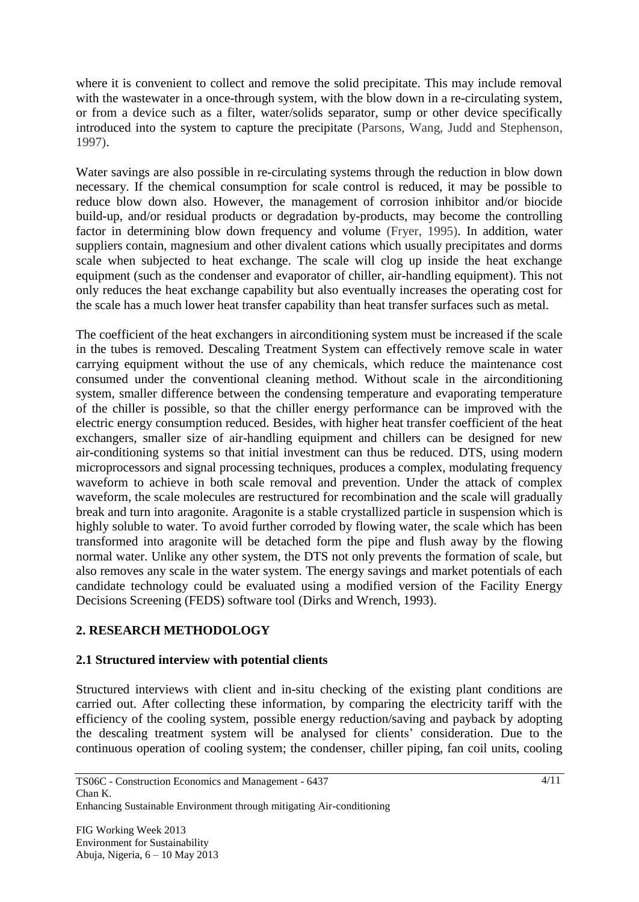where it is convenient to collect and remove the solid precipitate. This may include removal with the wastewater in a once-through system, with the blow down in a re-circulating system, or from a device such as a filter, water/solids separator, sump or other device specifically introduced into the system to capture the precipitate (Parsons, Wang, Judd and Stephenson, 1997).

Water savings are also possible in re-circulating systems through the reduction in blow down necessary. If the chemical consumption for scale control is reduced, it may be possible to reduce blow down also. However, the management of corrosion inhibitor and/or biocide build-up, and/or residual products or degradation by-products, may become the controlling factor in determining blow down frequency and volume (Fryer, 1995). In addition, water suppliers contain, magnesium and other divalent cations which usually precipitates and dorms scale when subjected to heat exchange. The scale will clog up inside the heat exchange equipment (such as the condenser and evaporator of chiller, air-handling equipment). This not only reduces the heat exchange capability but also eventually increases the operating cost for the scale has a much lower heat transfer capability than heat transfer surfaces such as metal.

The coefficient of the heat exchangers in airconditioning system must be increased if the scale in the tubes is removed. Descaling Treatment System can effectively remove scale in water carrying equipment without the use of any chemicals, which reduce the maintenance cost consumed under the conventional cleaning method. Without scale in the airconditioning system, smaller difference between the condensing temperature and evaporating temperature of the chiller is possible, so that the chiller energy performance can be improved with the electric energy consumption reduced. Besides, with higher heat transfer coefficient of the heat exchangers, smaller size of air-handling equipment and chillers can be designed for new air-conditioning systems so that initial investment can thus be reduced. DTS, using modern microprocessors and signal processing techniques, produces a complex, modulating frequency waveform to achieve in both scale removal and prevention. Under the attack of complex waveform, the scale molecules are restructured for recombination and the scale will gradually break and turn into aragonite. Aragonite is a stable crystallized particle in suspension which is highly soluble to water. To avoid further corroded by flowing water, the scale which has been transformed into aragonite will be detached form the pipe and flush away by the flowing normal water. Unlike any other system, the DTS not only prevents the formation of scale, but also removes any scale in the water system. The energy savings and market potentials of each candidate technology could be evaluated using a modified version of the Facility Energy Decisions Screening (FEDS) software tool (Dirks and Wrench, 1993).

## 2. RESEARCH METHODOLOGY

### 2.1 Structured interview with potential clients

Structured interviews with client and in-situ checking of the existing plant conditions are carried out. After collecting these information, by comparing the electricity tariff with the efficiency of the cooling system, possible energy reduction/saving and payback by adopting the descaling treatment system will be analysed for clients' consideration. Due to the continuous operation of cooling system; the condenser, chiller piping, fan coil units, cooling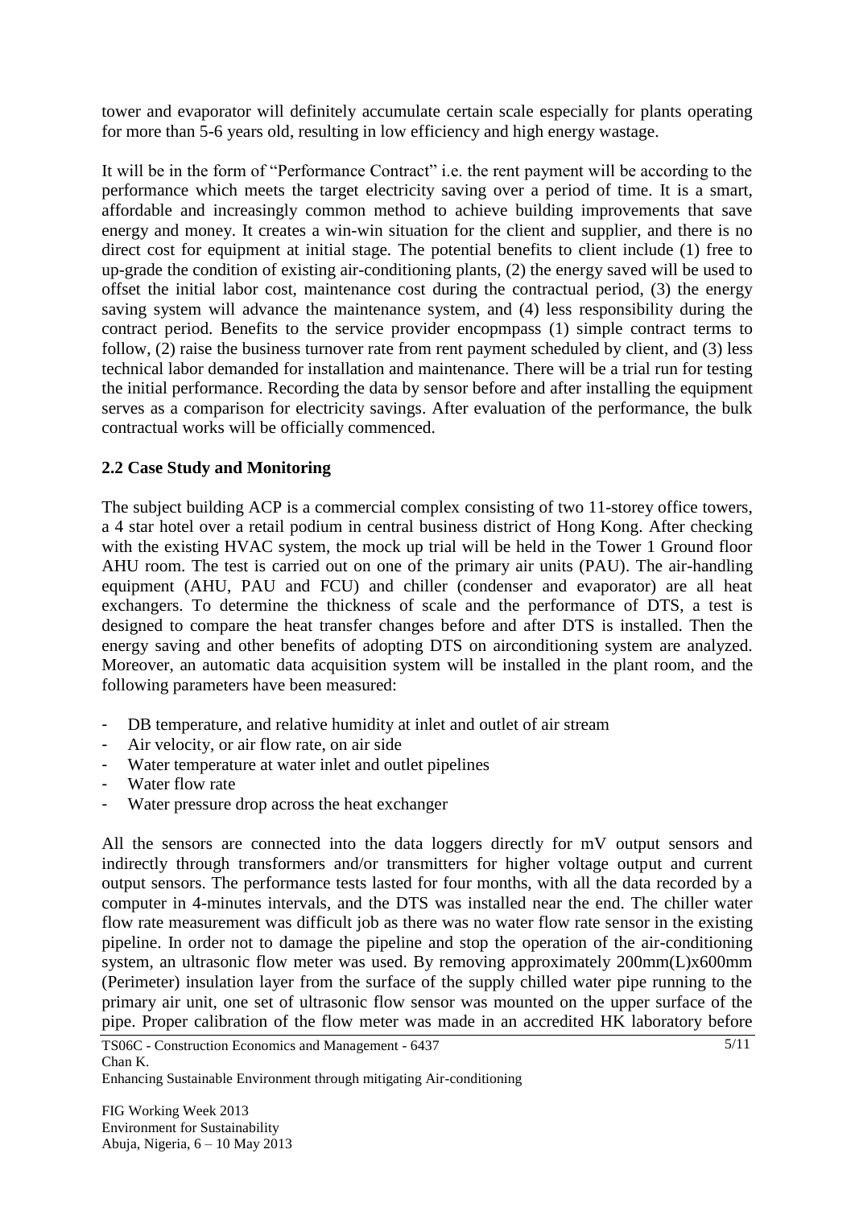tower and evaporator will definitely accumulate certain scale especially for plants operating for more than 5-6 years old, resulting in low efficiency and high energy wastage.

It will be in the form of "Performance Contract" i.e. the rent payment will be according to the performance which meets the target electricity saving over a period of time. It is a smart, affordable and increasingly common method to achieve building improvements that save energy and money. It creates a win-win situation for the client and supplier, and there is no direct cost for equipment at initial stage. The potential benefits to client include (1) free to up-grade the condition of existing air-conditioning plants, (2) the energy saved will be used to offset the initial labor cost, maintenance cost during the contractual period, (3) the energy saving system will advance the maintenance system, and (4) less responsibility during the contract period. Benefits to the service provider encopmpass (1) simple contract terms to follow, (2) raise the business turnover rate from rent payment scheduled by client, and (3) less technical labor demanded for installation and maintenance. There will be a trial run for testing the initial performance. Recording the data by sensor before and after installing the equipment serves as a comparison for electricity savings. After evaluation of the performance, the bulk contractual works will be officially commenced.

### 2.2 Case Study and Monitoring

The subject building ACP is a commercial complex consisting of two 11-storey office towers, a 4 star hotel over a retail podium in central business district of Hong Kong. After checking with the existing HVAC system, the mock up trial will be held in the Tower 1 Ground floor AHU room. The test is carried out on one of the primary air units (PAU). The air-handling equipment (AHU, PAU and FCU) and chiller (condenser and evaporator) are all heat exchangers. To determine the thickness of scale and the performance of DTS, a test is designed to compare the heat transfer changes before and after DTS is installed. Then the energy saving and other benefits of adopting DTS on airconditioning system are analyzed. Moreover, an automatic data acquisition system will be installed in the plant room, and the following parameters have been measured:

- DB temperature, and relative humidity at inlet and outlet of air stream
- Air velocity, or air flow rate, on air side
- Water temperature at water inlet and outlet pipelines
- Water flow rate
- Water pressure drop across the heat exchanger

All the sensors are connected into the data loggers directly for mV output sensors and indirectly through transformers and/or transmitters for higher voltage output and current output sensors. The performance tests lasted for four months, with all the data recorded by a computer in 4-minutes intervals, and the DTS was installed near the end. The chiller water flow rate measurement was difficult job as there was no water flow rate sensor in the existing pipeline. In order not to damage the pipeline and stop the operation of the air-conditioning system, an ultrasonic flow meter was used. By removing approximately 200mm(L)x600mm (Perimeter) insulation layer from the surface of the supply chilled water pipe running to the primary air unit, one set of ultrasonic flow sensor was mounted on the upper surface of the pipe. Proper calibration of the flow meter was made in an accredited HK laboratory before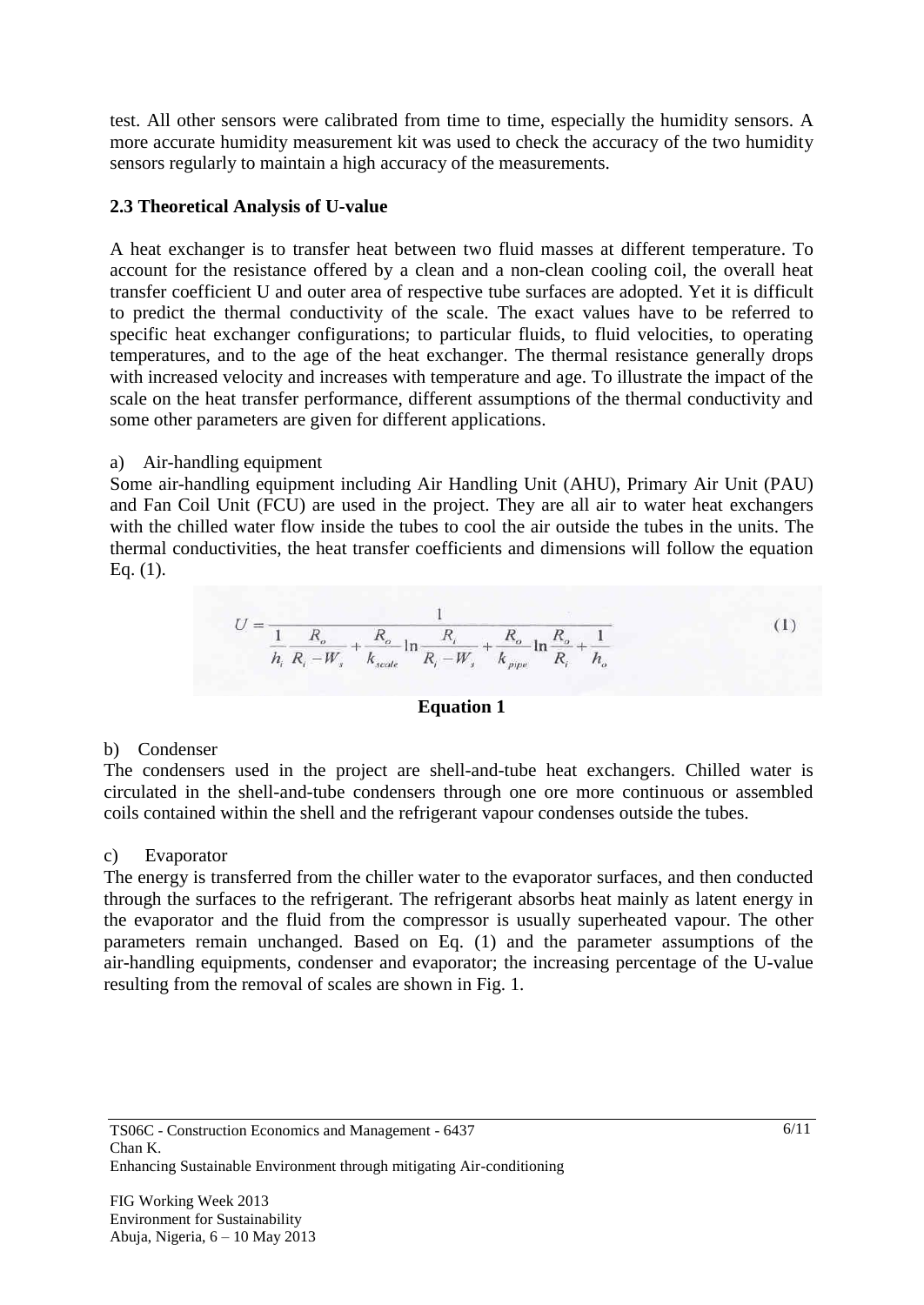test. All other sensors were calibrated from time to time, especially the humidity sensors. A more accurate humidity measurement kit was used to check the accuracy of the two humidity sensors regularly to maintain a high accuracy of the measurements.

### 2.3 Theoretical Analysis of U-value

A heat exchanger is to transfer heat between two fluid masses at different temperature. To account for the resistance offered by a clean and a non-clean cooling coil, the overall heat transfer coefficient U and outer area of respective tube surfaces are adopted. Yet it is difficult to predict the thermal conductivity of the scale. The exact values have to be referred to specific heat exchanger configurations; to particular fluids, to fluid velocities, to operating temperatures, and to the age of the heat exchanger. The thermal resistance generally drops with increased velocity and increases with temperature and age. To illustrate the impact of the scale on the heat transfer performance, different assumptions of the thermal conductivity and some other parameters are given for different applications.

a) Air-handling equipment

Some air-handling equipment including Air Handling Unit (AHU), Primary Air Unit (PAU) and Fan Coil Unit (FCU) are used in the project. They are all air to water heat exchangers with the chilled water flow inside the tubes to cool the air outside the tubes in the units. The thermal conductivities, the heat transfer coefficients and dimensions will follow the equation Eq. (1).

$$U = \frac{1}{\frac{1}{h_i}\frac{R_o}{R_i - W_s} + \frac{R_o}{k_{scale}}\ln\frac{R_i}{R_i - W_s} + \frac{R_o}{k_{pipe}}\ln\frac{R_o}{R_i} + \frac{1}{h_o}} \quad (1)$$

**Equation 1**

b) Condenser

The condensers used in the project are shell-and-tube heat exchangers. Chilled water is circulated in the shell-and-tube condensers through one ore more continuous or assembled coils contained within the shell and the refrigerant vapour condenses outside the tubes.

c) Evaporator

The energy is transferred from the chiller water to the evaporator surfaces, and then conducted through the surfaces to the refrigerant. The refrigerant absorbs heat mainly as latent energy in the evaporator and the fluid from the compressor is usually superheated vapour. The other parameters remain unchanged. Based on Eq. (1) and the parameter assumptions of the air-handling equipments, condenser and evaporator; the increasing percentage of the U-value resulting from the removal of scales are shown in Fig. 1.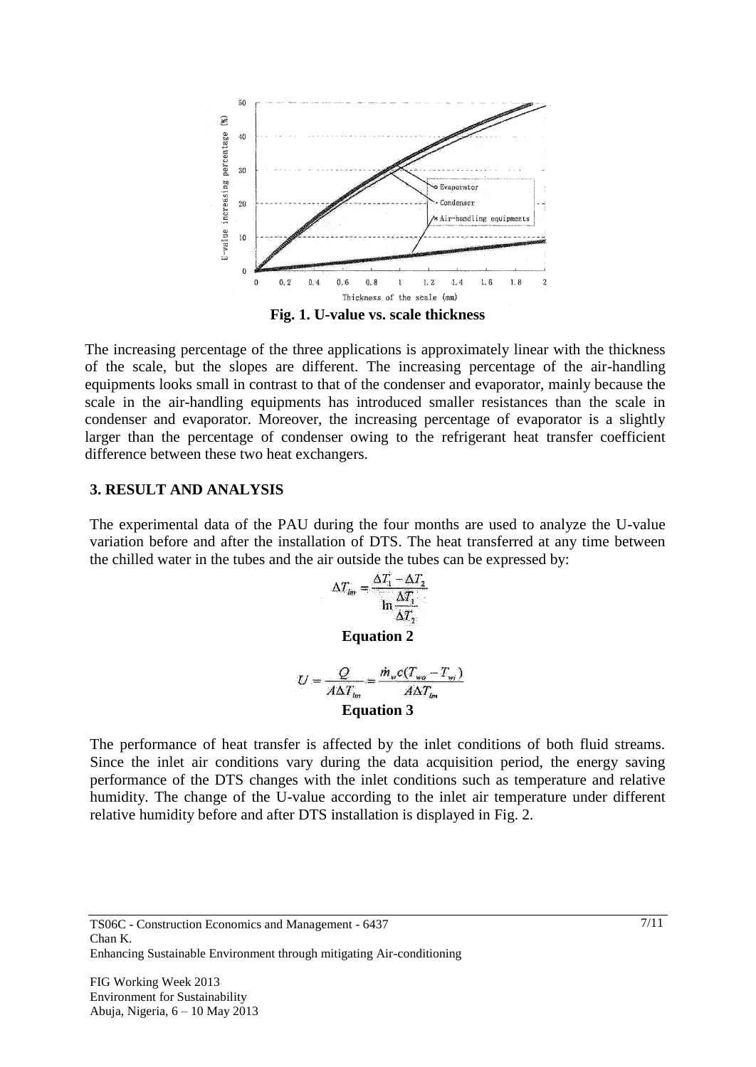**Fig. 1. U-value vs. scale thickness**

The increasing percentage of the three applications is approximately linear with the thickness of the scale, but the slopes are different. The increasing percentage of the air-handling equipments looks small in contrast to that of the condenser and evaporator, mainly because the scale in the air-handling equipments has introduced smaller resistances than the scale in condenser and evaporator. Moreover, the increasing percentage of evaporator is a slightly larger than the percentage of condenser owing to the refrigerant heat transfer coefficient difference between these two heat exchangers.

## 3. RESULT AND ANALYSIS

The experimental data of the PAU during the four months are used to analyze the U-value variation before and after the installation of DTS. The heat transferred at any time between the chilled water in the tubes and the air outside the tubes can be expressed by:

$$\Delta T_{lm} = \frac{\Delta T_1 - \Delta T_2}{\ln \frac{\Delta T_1}{\Delta T_2}}$$

**Equation 2**

$$U = \frac{Q}{A \Delta T_{lm}} = \frac{\dot{m}_w c (T_{wo} - T_{wi})}{A \Delta T_{lm}}$$

**Equation 3**

The performance of heat transfer is affected by the inlet conditions of both fluid streams. Since the inlet air conditions vary during the data acquisition period, the energy saving performance of the DTS changes with the inlet conditions such as temperature and relative humidity. The change of the U-value according to the inlet air temperature under different relative humidity before and after DTS installation is displayed in Fig. 2.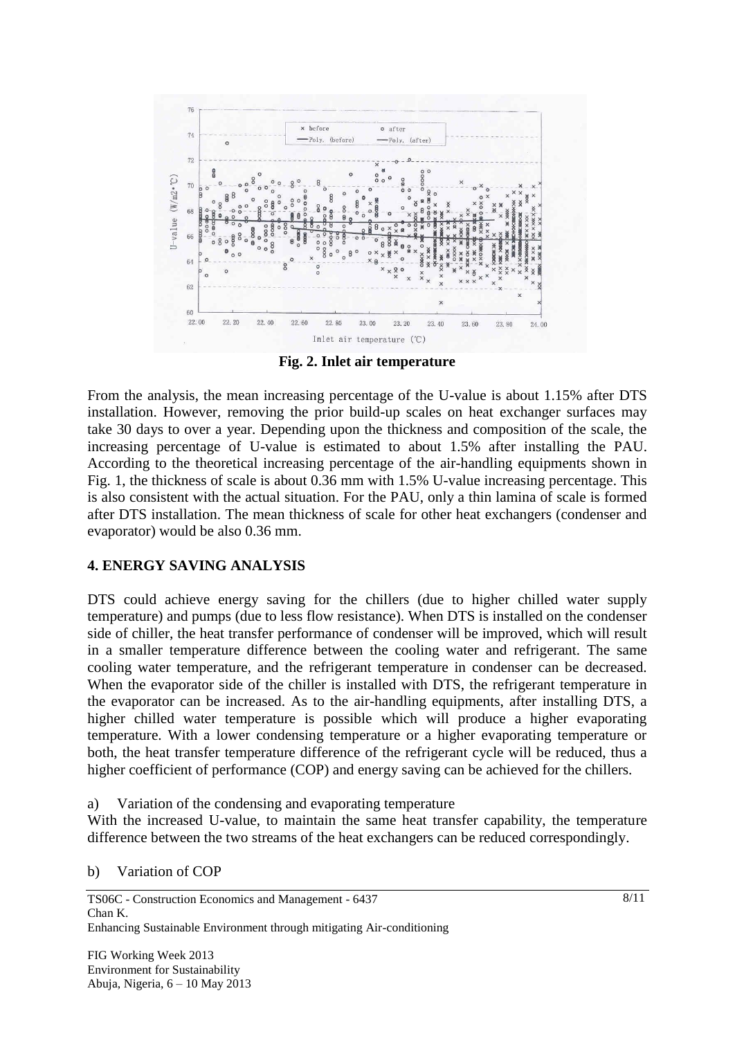**Fig. 2. Inlet air temperature**

From the analysis, the mean increasing percentage of the U-value is about 1.15% after DTS installation. However, removing the prior build-up scales on heat exchanger surfaces may take 30 days to over a year. Depending upon the thickness and composition of the scale, the increasing percentage of U-value is estimated to about 1.5% after installing the PAU. According to the theoretical increasing percentage of the air-handling equipments shown in Fig. 1, the thickness of scale is about 0.36 mm with 1.5% U-value increasing percentage. This is also consistent with the actual situation. For the PAU, only a thin lamina of scale is formed after DTS installation. The mean thickness of scale for other heat exchangers (condenser and evaporator) would be also 0.36 mm.

## 4. ENERGY SAVING ANALYSIS

DTS could achieve energy saving for the chillers (due to higher chilled water supply temperature) and pumps (due to less flow resistance). When DTS is installed on the condenser side of chiller, the heat transfer performance of condenser will be improved, which will result in a smaller temperature difference between the cooling water and refrigerant. The same cooling water temperature, and the refrigerant temperature in condenser can be decreased. When the evaporator side of the chiller is installed with DTS, the refrigerant temperature in the evaporator can be increased. As to the air-handling equipments, after installing DTS, a higher chilled water temperature is possible which will produce a higher evaporating temperature. With a lower condensing temperature or a higher evaporating temperature or both, the heat transfer temperature difference of the refrigerant cycle will be reduced, thus a higher coefficient of performance (COP) and energy saving can be achieved for the chillers.

a) Variation of the condensing and evaporating temperature

With the increased U-value, to maintain the same heat transfer capability, the temperature difference between the two streams of the heat exchangers can be reduced correspondingly.

b) Variation of COP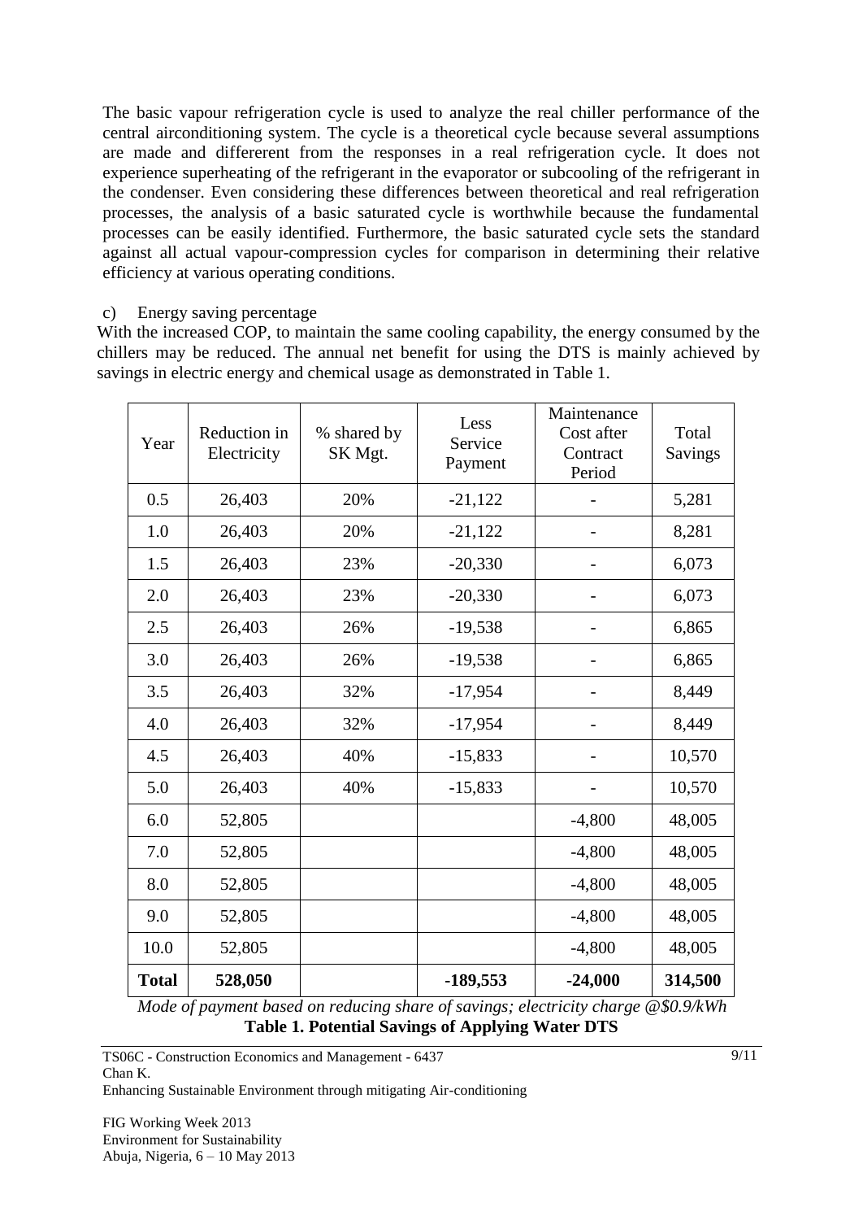The basic vapour refrigeration cycle is used to analyze the real chiller performance of the central airconditioning system. The cycle is a theoretical cycle because several assumptions are made and differerent from the responses in a real refrigeration cycle. It does not experience superheating of the refrigerant in the evaporator or subcooling of the refrigerant in the condenser. Even considering these differences between theoretical and real refrigeration processes, the analysis of a basic saturated cycle is worthwhile because the fundamental processes can be easily identified. Furthermore, the basic saturated cycle sets the standard against all actual vapour-compression cycles for comparison in determining their relative efficiency at various operating conditions.

c) Energy saving percentage

With the increased COP, to maintain the same cooling capability, the energy consumed by the chillers may be reduced. The annual net benefit for using the DTS is mainly achieved by savings in electric energy and chemical usage as demonstrated in Table 1.

| Year | Reduction in Electricity | % shared by SK Mgt. | Less Service Payment | Maintenance Cost after Contract Period | Total Savings |
|---|---|---|---|---|---|
| 0.5 | 26,403 | 20% | -21,122 | - | 5,281 |
| 1.0 | 26,403 | 20% | -21,122 | - | 8,281 |
| 1.5 | 26,403 | 23% | -20,330 | - | 6,073 |
| 2.0 | 26,403 | 23% | -20,330 | - | 6,073 |
| 2.5 | 26,403 | 26% | -19,538 | - | 6,865 |
| 3.0 | 26,403 | 26% | -19,538 | - | 6,865 |
| 3.5 | 26,403 | 32% | -17,954 | - | 8,449 |
| 4.0 | 26,403 | 32% | -17,954 | - | 8,449 |
| 4.5 | 26,403 | 40% | -15,833 | - | 10,570 |
| 5.0 | 26,403 | 40% | -15,833 | - | 10,570 |
| 6.0 | 52,805 | | | -4,800 | 48,005 |
| 7.0 | 52,805 | | | -4,800 | 48,005 |
| 8.0 | 52,805 | | | -4,800 | 48,005 |
| 9.0 | 52,805 | | | -4,800 | 48,005 |
| 10.0 | 52,805 | | | -4,800 | 48,005 |
| **Total** | **528,050** | | **-189,553** | **-24,000** | **314,500** |

*Mode of payment based on reducing share of savings; electricity charge @$0.9/kWh*

**Table 1. Potential Savings of Applying Water DTS**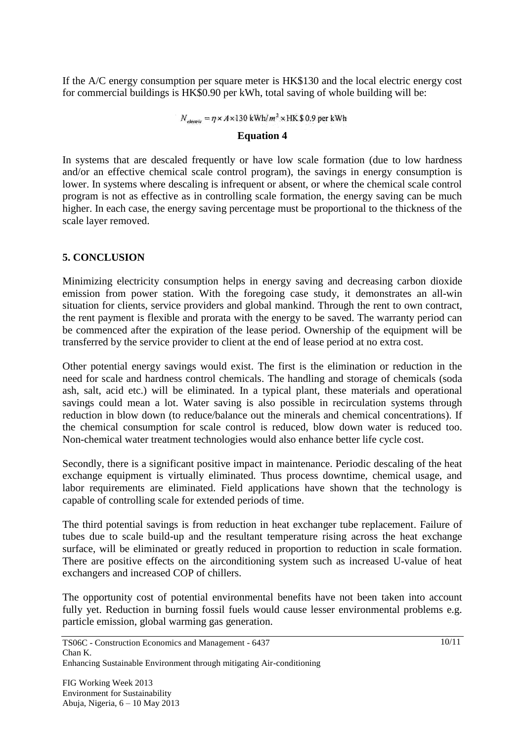If the A/C energy consumption per square meter is HK$130 and the local electric energy cost for commercial buildings is HK$0.90 per kWh, total saving of whole building will be:

$$N_{electric} = \eta \times A \times 130 \text{ kWh}/m^2 \times \text{HK\$ } 0.9 \text{ per kWh}$$

**Equation 4**

In systems that are descaled frequently or have low scale formation (due to low hardness and/or an effective chemical scale control program), the savings in energy consumption is lower. In systems where descaling is infrequent or absent, or where the chemical scale control program is not as effective as in controlling scale formation, the energy saving can be much higher. In each case, the energy saving percentage must be proportional to the thickness of the scale layer removed.

## 5. CONCLUSION

Minimizing electricity consumption helps in energy saving and decreasing carbon dioxide emission from power station. With the foregoing case study, it demonstrates an all-win situation for clients, service providers and global mankind. Through the rent to own contract, the rent payment is flexible and prorata with the energy to be saved. The warranty period can be commenced after the expiration of the lease period. Ownership of the equipment will be transferred by the service provider to client at the end of lease period at no extra cost.

Other potential energy savings would exist. The first is the elimination or reduction in the need for scale and hardness control chemicals. The handling and storage of chemicals (soda ash, salt, acid etc.) will be eliminated. In a typical plant, these materials and operational savings could mean a lot. Water saving is also possible in recirculation systems through reduction in blow down (to reduce/balance out the minerals and chemical concentrations). If the chemical consumption for scale control is reduced, blow down water is reduced too. Non-chemical water treatment technologies would also enhance better life cycle cost.

Secondly, there is a significant positive impact in maintenance. Periodic descaling of the heat exchange equipment is virtually eliminated. Thus process downtime, chemical usage, and labor requirements are eliminated. Field applications have shown that the technology is capable of controlling scale for extended periods of time.

The third potential savings is from reduction in heat exchanger tube replacement. Failure of tubes due to scale build-up and the resultant temperature rising across the heat exchange surface, will be eliminated or greatly reduced in proportion to reduction in scale formation. There are positive effects on the airconditioning system such as increased U-value of heat exchangers and increased COP of chillers.

The opportunity cost of potential environmental benefits have not been taken into account fully yet. Reduction in burning fossil fuels would cause lesser environmental problems e.g. particle emission, global warming gas generation.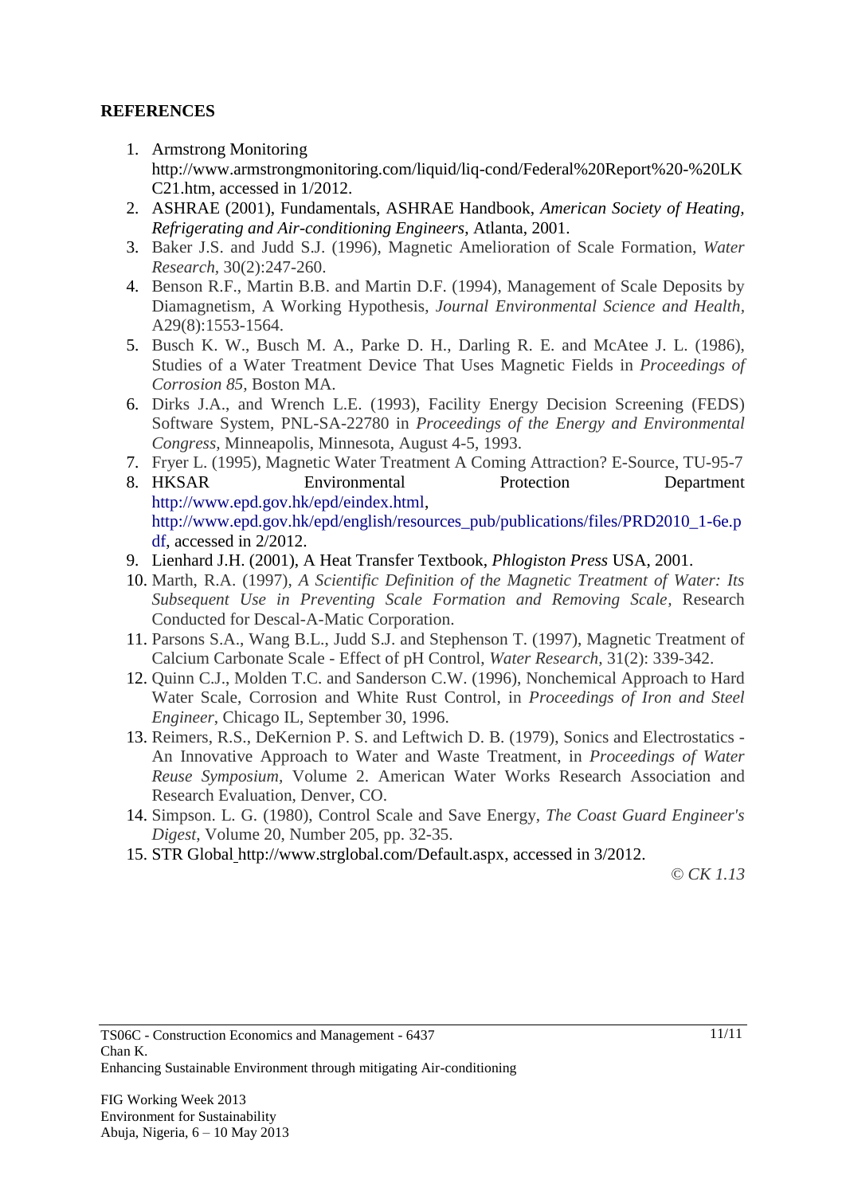**REFERENCES**

1. Armstrong Monitoring http://www.armstrongmonitoring.com/liquid/liq-cond/Federal%20Report%20-%20LKC21.htm, accessed in 1/2012.
2. ASHRAE (2001), Fundamentals, ASHRAE Handbook, *American Society of Heating, Refrigerating and Air-conditioning Engineers*, Atlanta, 2001.
3. Baker J.S. and Judd S.J. (1996), Magnetic Amelioration of Scale Formation, *Water Research*, 30(2):247-260.
4. Benson R.F., Martin B.B. and Martin D.F. (1994), Management of Scale Deposits by Diamagnetism, A Working Hypothesis, *Journal Environmental Science and Health*, A29(8):1553-1564.
5. Busch K. W., Busch M. A., Parke D. H., Darling R. E. and McAtee J. L. (1986), Studies of a Water Treatment Device That Uses Magnetic Fields in *Proceedings of Corrosion 85*, Boston MA.
6. Dirks J.A., and Wrench L.E. (1993), Facility Energy Decision Screening (FEDS) Software System, PNL-SA-22780 in *Proceedings of the Energy and Environmental Congress*, Minneapolis, Minnesota, August 4-5, 1993.
7. Fryer L. (1995), Magnetic Water Treatment A Coming Attraction? E-Source, TU-95-7
8. HKSAR Environmental Protection Department http://www.epd.gov.hk/epd/eindex.html, http://www.epd.gov.hk/epd/english/resources_pub/publications/files/PRD2010_1-6e.pdf, accessed in 2/2012.
9. Lienhard J.H. (2001), A Heat Transfer Textbook, *Phlogiston Press* USA, 2001.
10. Marth, R.A. (1997), *A Scientific Definition of the Magnetic Treatment of Water: Its Subsequent Use in Preventing Scale Formation and Removing Scale*, Research Conducted for Descal-A-Matic Corporation.
11. Parsons S.A., Wang B.L., Judd S.J. and Stephenson T. (1997), Magnetic Treatment of Calcium Carbonate Scale - Effect of pH Control, *Water Research*, 31(2): 339-342.
12. Quinn C.J., Molden T.C. and Sanderson C.W. (1996), Nonchemical Approach to Hard Water Scale, Corrosion and White Rust Control, in *Proceedings of Iron and Steel Engineer*, Chicago IL, September 30, 1996.
13. Reimers, R.S., DeKernion P. S. and Leftwich D. B. (1979), Sonics and Electrostatics - An Innovative Approach to Water and Waste Treatment, in *Proceedings of Water Reuse Symposium*, Volume 2. American Water Works Research Association and Research Evaluation, Denver, CO.
14. Simpson. L. G. (1980), Control Scale and Save Energy, *The Coast Guard Engineer's Digest*, Volume 20, Number 205, pp. 32-35.
15. STR Global http://www.strglobal.com/Default.aspx, accessed in 3/2012.

*© CK 1.13*